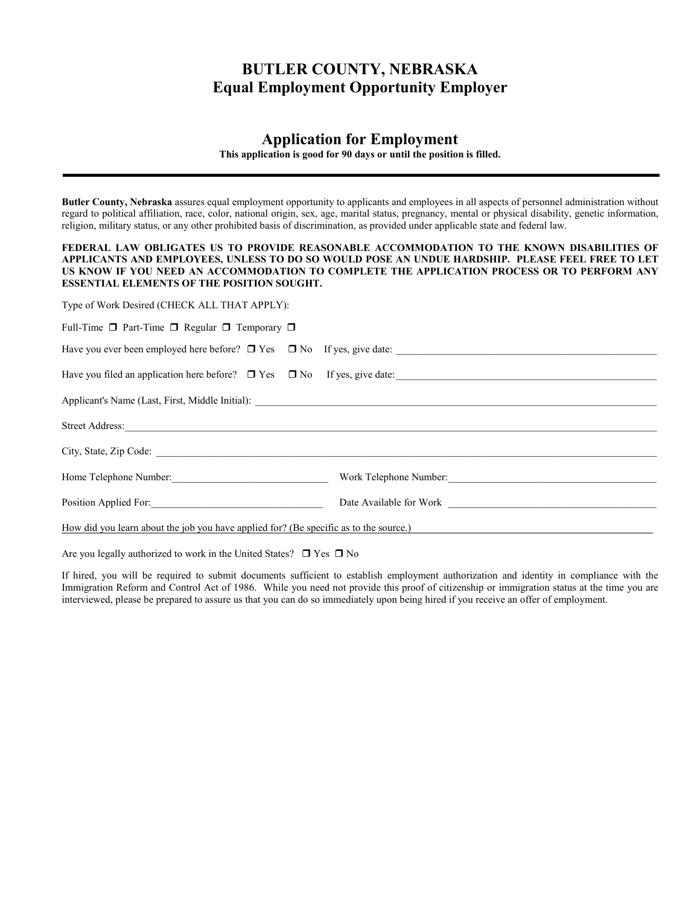# BUTLER COUNTY, NEBRASKA
# Equal Employment Opportunity Employer

## Application for Employment

**This application is good for 90 days or until the position is filled.**

---

**Butler County, Nebraska** assures equal employment opportunity to applicants and employees in all aspects of personnel administration without regard to political affiliation, race, color, national origin, sex, age, marital status, pregnancy, mental or physical disability, genetic information, religion, military status, or any other prohibited basis of discrimination, as provided under applicable state and federal law.

**FEDERAL LAW OBLIGATES US TO PROVIDE REASONABLE ACCOMMODATION TO THE KNOWN DISABILITIES OF APPLICANTS AND EMPLOYEES, UNLESS TO DO SO WOULD POSE AN UNDUE HARDSHIP. PLEASE FEEL FREE TO LET US KNOW IF YOU NEED AN ACCOMMODATION TO COMPLETE THE APPLICATION PROCESS OR TO PERFORM ANY ESSENTIAL ELEMENTS OF THE POSITION SOUGHT.**

Type of Work Desired (CHECK ALL THAT APPLY):

Full-Time ❒ Part-Time ❒ Regular ❒ Temporary ❒

Have you ever been employed here before? ❒ Yes ❒ No If yes, give date: ______________________________

Have you filed an application here before? ❒ Yes ❒ No If yes, give date: ______________________________

Applicant's Name (Last, First, Middle Initial): ______________________________

Street Address: ______________________________

City, State, Zip Code: ______________________________

Home Telephone Number: ______________________________ Work Telephone Number: ______________________________

Position Applied For: ______________________________ Date Available for Work ______________________________

How did you learn about the job you have applied for? (Be specific as to the source.) ______________________________

Are you legally authorized to work in the United States? ❒ Yes ❒ No

If hired, you will be required to submit documents sufficient to establish employment authorization and identity in compliance with the Immigration Reform and Control Act of 1986. While you need not provide this proof of citizenship or immigration status at the time you are interviewed, please be prepared to assure us that you can do so immediately upon being hired if you receive an offer of employment.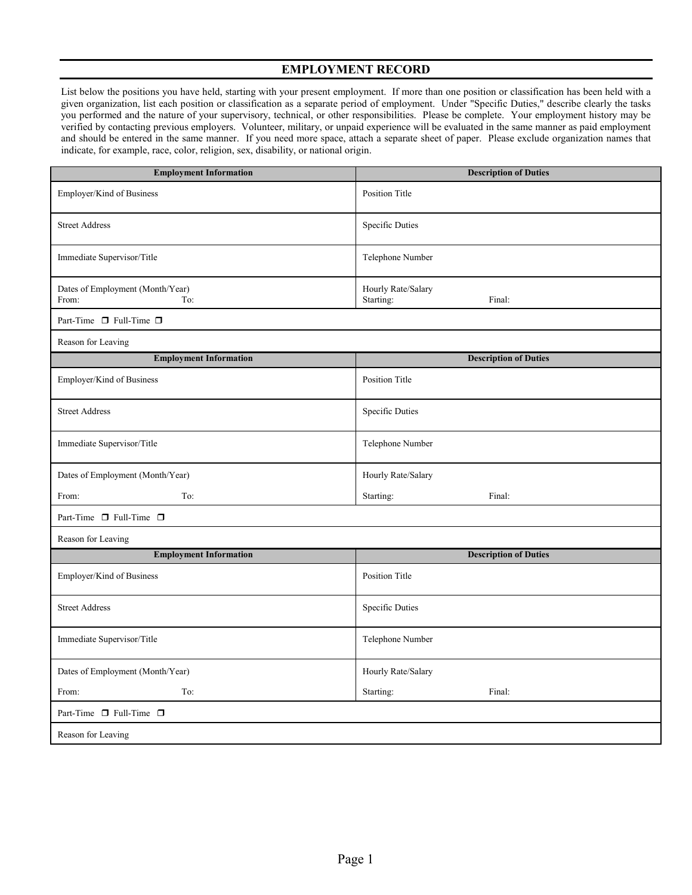## EMPLOYMENT RECORD

List below the positions you have held, starting with your present employment. If more than one position or classification has been held with a given organization, list each position or classification as a separate period of employment. Under "Specific Duties," describe clearly the tasks you performed and the nature of your supervisory, technical, or other responsibilities. Please be complete. Your employment history may be verified by contacting previous employers. Volunteer, military, or unpaid experience will be evaluated in the same manner as paid employment and should be entered in the same manner. If you need more space, attach a separate sheet of paper. Please exclude organization names that indicate, for example, race, color, religion, sex, disability, or national origin.

| Employment Information | Description of Duties |
|---|---|
| Employer/Kind of Business | Position Title |
| Street Address | Specific Duties |
| Immediate Supervisor/Title | Telephone Number |
| Dates of Employment (Month/Year) From: To: | Hourly Rate/Salary Starting: Final: |
| Part-Time ❒ Full-Time ❒ | |
| Reason for Leaving | |

| Employment Information | Description of Duties |
|---|---|
| Employer/Kind of Business | Position Title |
| Street Address | Specific Duties |
| Immediate Supervisor/Title | Telephone Number |
| Dates of Employment (Month/Year) From: To: | Hourly Rate/Salary Starting: Final: |
| Part-Time ❒ Full-Time ❒ | |
| Reason for Leaving | |

| Employment Information | Description of Duties |
|---|---|
| Employer/Kind of Business | Position Title |
| Street Address | Specific Duties |
| Immediate Supervisor/Title | Telephone Number |
| Dates of Employment (Month/Year) From: To: | Hourly Rate/Salary Starting: Final: |
| Part-Time ❒ Full-Time ❒ | |
| Reason for Leaving | |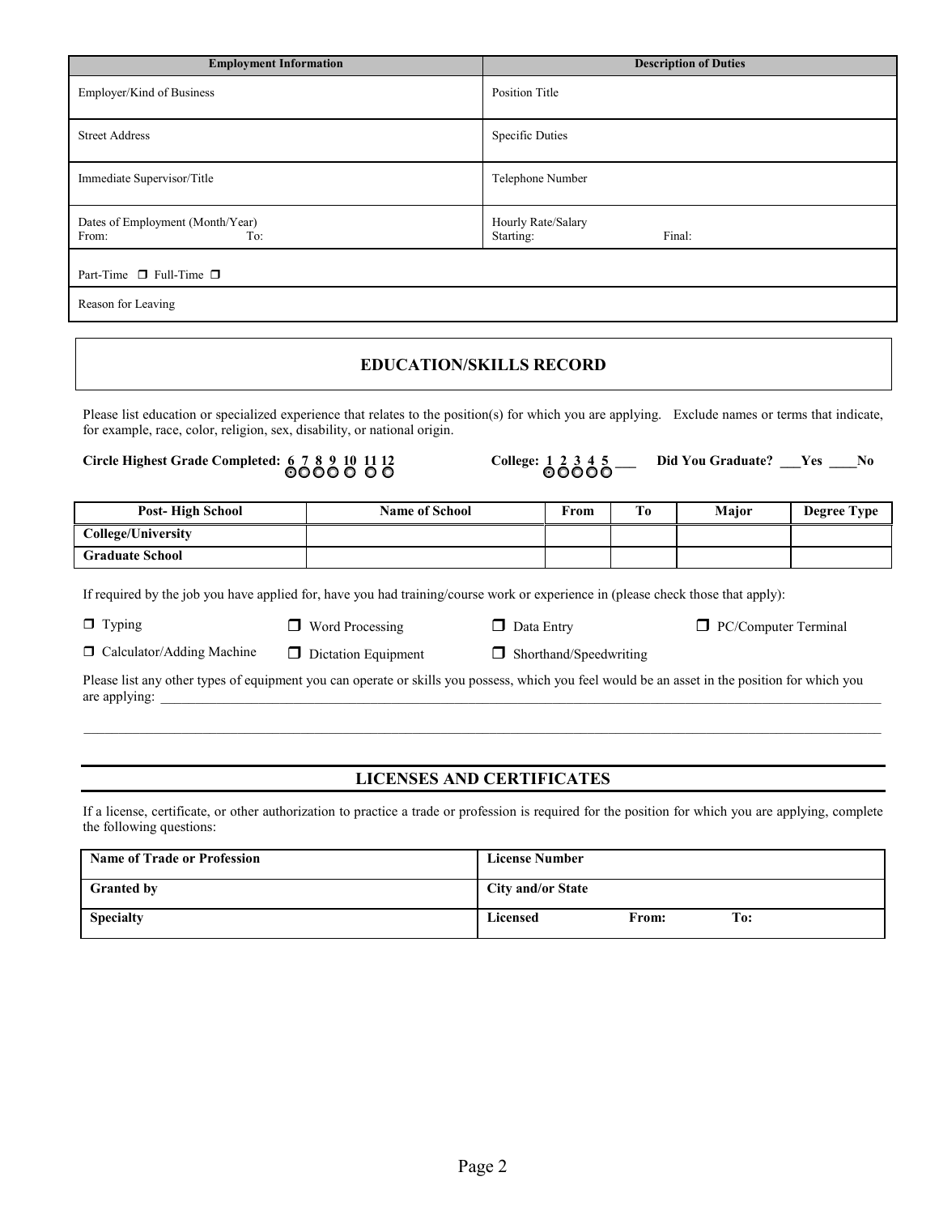| Employment Information | Description of Duties |
|---|---|
| Employer/Kind of Business | Position Title |
| Street Address | Specific Duties |
| Immediate Supervisor/Title | Telephone Number |
| Dates of Employment (Month/Year) From: To: | Hourly Rate/Salary Starting: Final: |
| Part-Time ❐ Full-Time ❐ | |
| Reason for Leaving | |

## EDUCATION/SKILLS RECORD

Please list education or specialized experience that relates to the position(s) for which you are applying. Exclude names or terms that indicate, for example, race, color, religion, sex, disability, or national origin.

**Circle Highest Grade Completed: 6 7 8 9 10 11 12** **College: 1 2 3 4 5 \_\_\_** **Did You Graduate? \_\_\_Yes \_\_\_\_No**

| Post- High School | Name of School | From | To | Major | Degree Type |
|---|---|---|---|---|---|
| **College/University** | | | | | |
| **Graduate School** | | | | | |

If required by the job you have applied for, have you had training/course work or experience in (please check those that apply):

❐ Typing ❐ Word Processing ❐ Data Entry ❐ PC/Computer Terminal

❐ Calculator/Adding Machine ❐ Dictation Equipment ❐ Shorthand/Speedwriting

Please list any other types of equipment you can operate or skills you possess, which you feel would be an asset in the position for which you are applying: \_\_\_\_\_\_\_\_\_\_\_\_\_\_\_\_\_\_\_\_\_\_\_\_\_\_\_\_\_\_\_\_\_\_\_\_\_\_\_\_\_\_\_\_\_\_\_\_\_\_\_\_\_\_\_\_

## LICENSES AND CERTIFICATES

If a license, certificate, or other authorization to practice a trade or profession is required for the position for which you are applying, complete the following questions:

| | |
|---|---|
| **Name of Trade or Profession** | **License Number** |
| **Granted by** | **City and/or State** |
| **Specialty** | **Licensed From: To:** |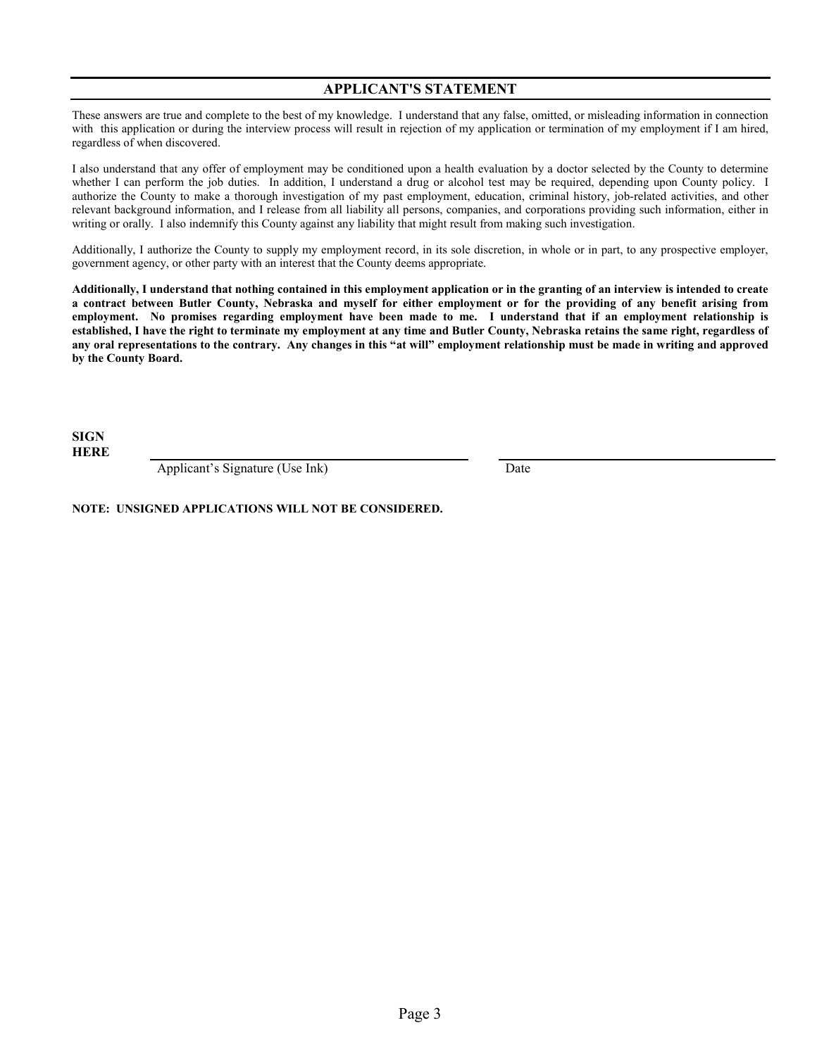## APPLICANT'S STATEMENT

These answers are true and complete to the best of my knowledge. I understand that any false, omitted, or misleading information in connection with this application or during the interview process will result in rejection of my application or termination of my employment if I am hired, regardless of when discovered.

I also understand that any offer of employment may be conditioned upon a health evaluation by a doctor selected by the County to determine whether I can perform the job duties. In addition, I understand a drug or alcohol test may be required, depending upon County policy. I authorize the County to make a thorough investigation of my past employment, education, criminal history, job-related activities, and other relevant background information, and I release from all liability all persons, companies, and corporations providing such information, either in writing or orally. I also indemnify this County against any liability that might result from making such investigation.

Additionally, I authorize the County to supply my employment record, in its sole discretion, in whole or in part, to any prospective employer, government agency, or other party with an interest that the County deems appropriate.

**Additionally, I understand that nothing contained in this employment application or in the granting of an interview is intended to create a contract between Butler County, Nebraska and myself for either employment or for the providing of any benefit arising from employment. No promises regarding employment have been made to me. I understand that if an employment relationship is established, I have the right to terminate my employment at any time and Butler County, Nebraska retains the same right, regardless of any oral representations to the contrary. Any changes in this "at will" employment relationship must be made in writing and approved by the County Board.**

**SIGN HERE**

\_\_\_\_\_\_\_\_\_\_\_\_\_\_\_\_\_\_\_\_\_\_\_\_\_\_\_\_\_\_\_\_\_\_\_\_\_\_\_\_ \_\_\_\_\_\_\_\_\_\_\_\_\_\_\_\_\_\_\_\_\_\_\_\_\_\_\_\_\_\_\_\_\_\_\_\_\_\_\_\_

Applicant's Signature (Use Ink) Date

**NOTE: UNSIGNED APPLICATIONS WILL NOT BE CONSIDERED.**